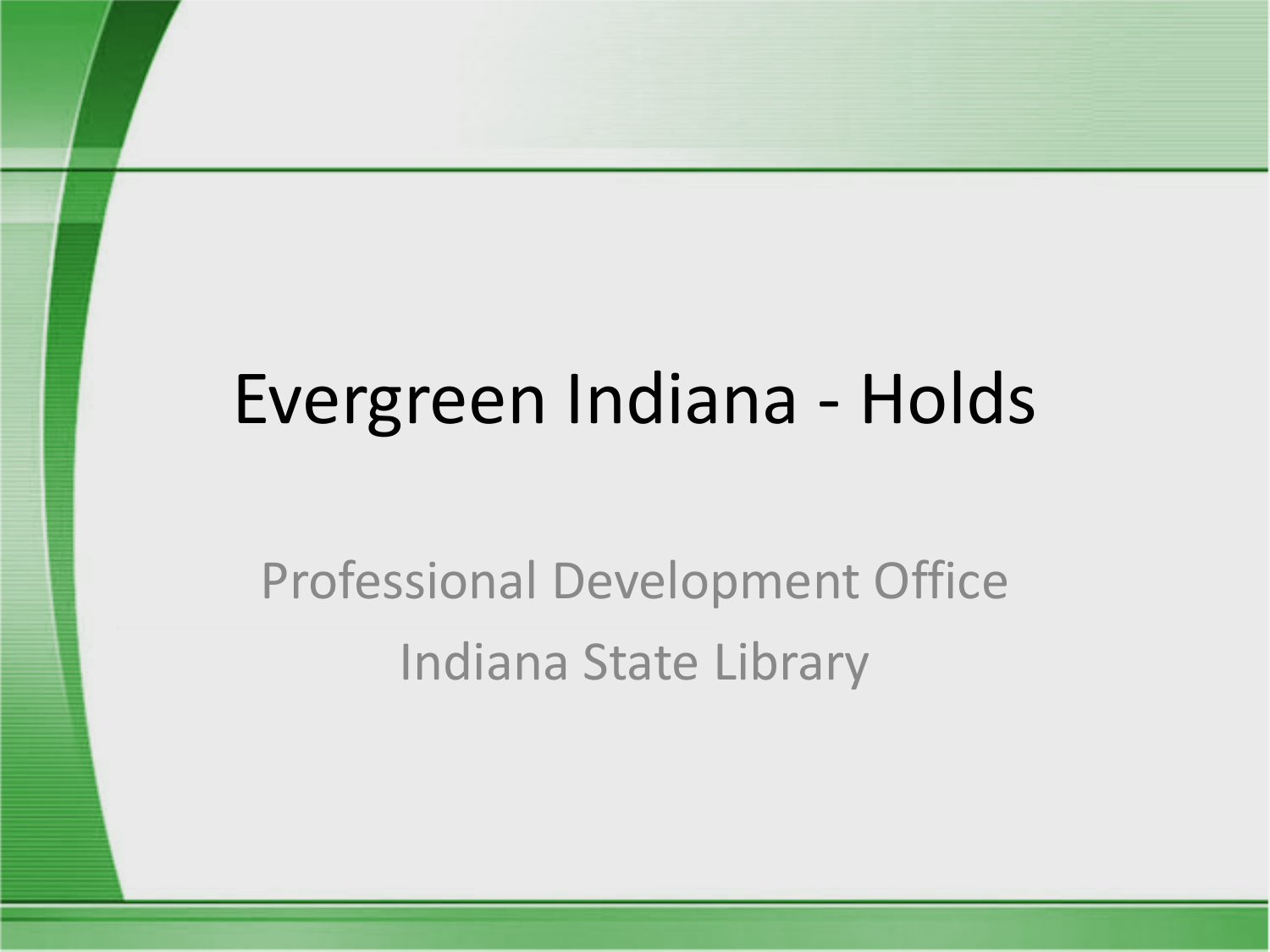# Evergreen Indiana - Holds

Professional Development Office

Indiana State Library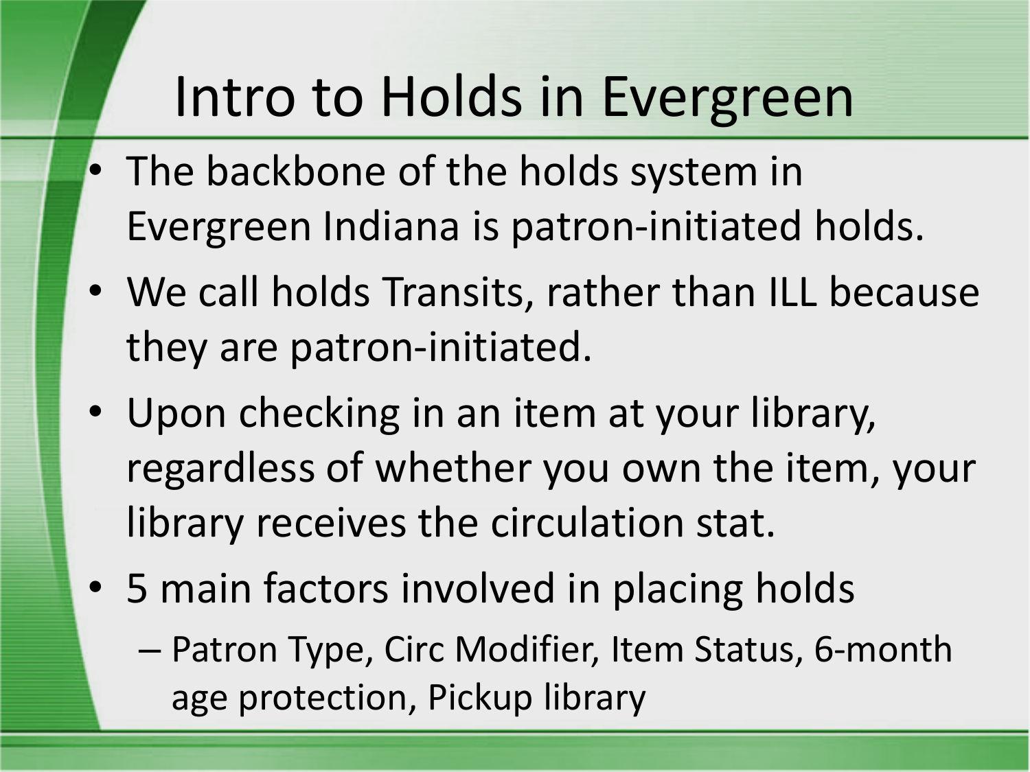# Intro to Holds in Evergreen

- The backbone of the holds system in Evergreen Indiana is patron-initiated holds.
- We call holds Transits, rather than ILL because they are patron-initiated.
- Upon checking in an item at your library, regardless of whether you own the item, your library receives the circulation stat.
- 5 main factors involved in placing holds
  - Patron Type, Circ Modifier, Item Status, 6-month age protection, Pickup library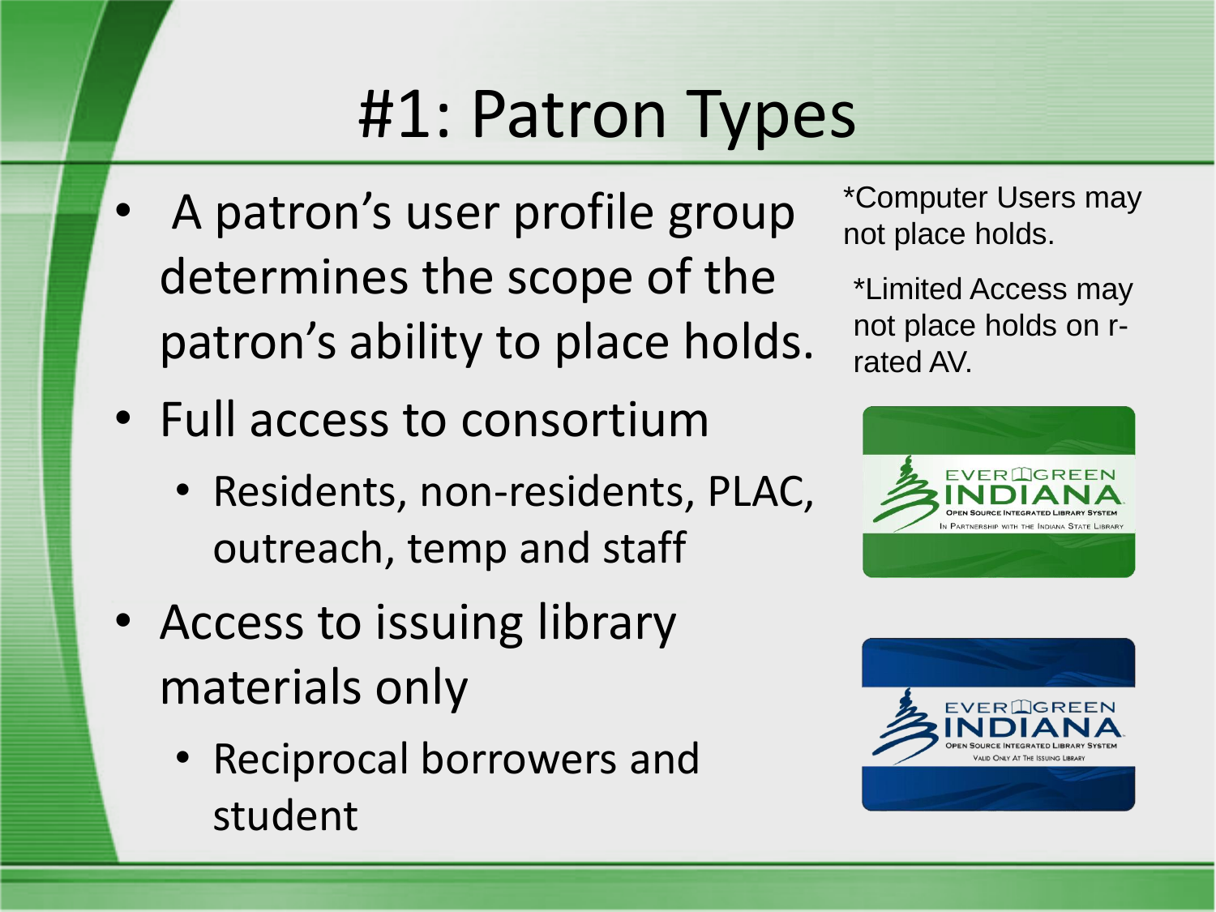# #1: Patron Types

- A patron's user profile group determines the scope of the patron's ability to place holds.
- Full access to consortium
  - Residents, non-residents, PLAC, outreach, temp and staff
- Access to issuing library materials only
  - Reciprocal borrowers and student

*Computer Users may not place holds.

*Limited Access may not place holds on r-rated AV.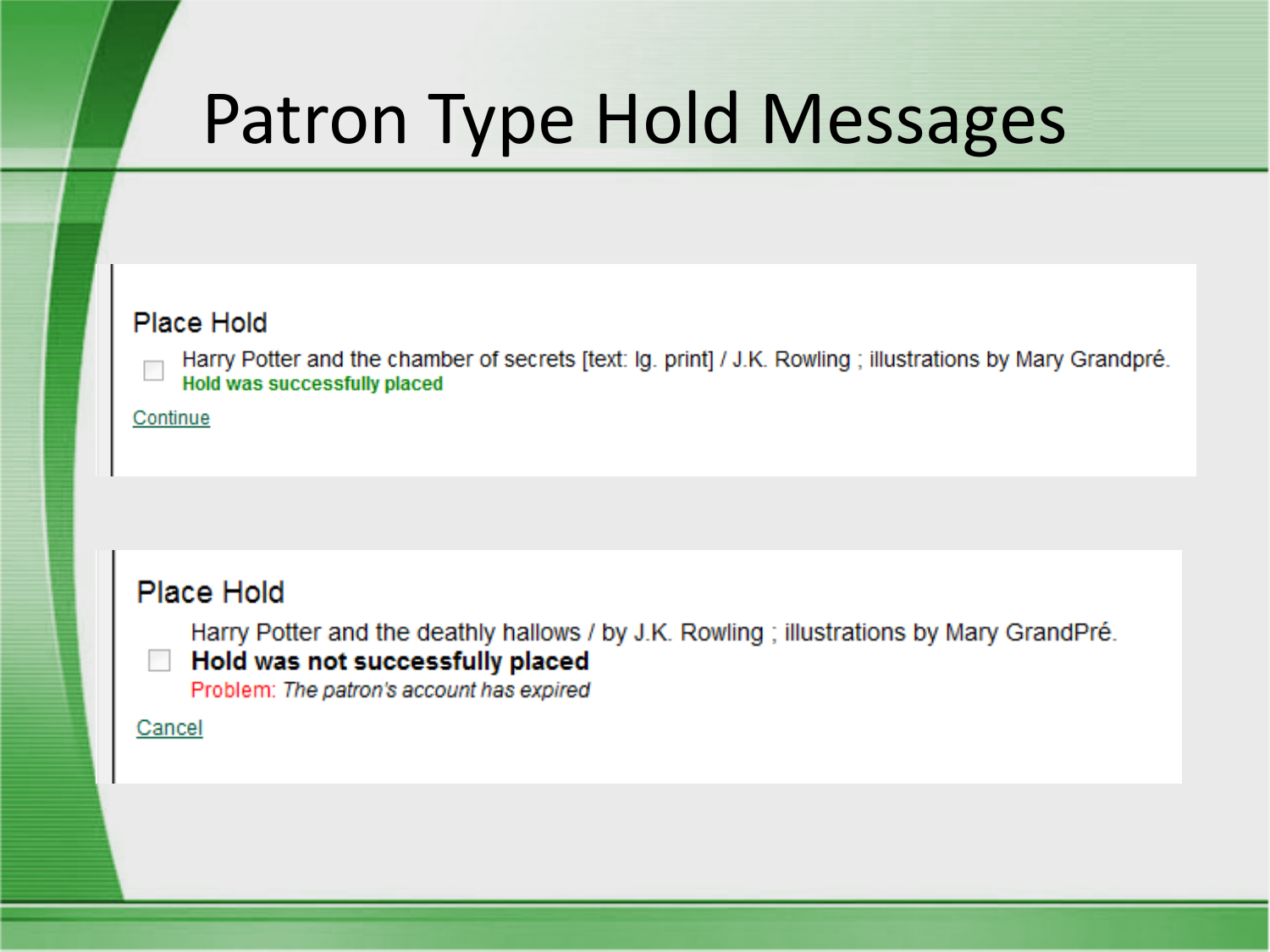# Patron Type Hold Messages

### Place Hold

Harry Potter and the chamber of secrets [text: lg. print] / J.K. Rowling ; illustrations by Mary Grandpré.
**Hold was successfully placed**

Continue

### Place Hold

Harry Potter and the deathly hallows / by J.K. Rowling ; illustrations by Mary GrandPré.
**Hold was not successfully placed**
Problem: *The patron's account has expired*

Cancel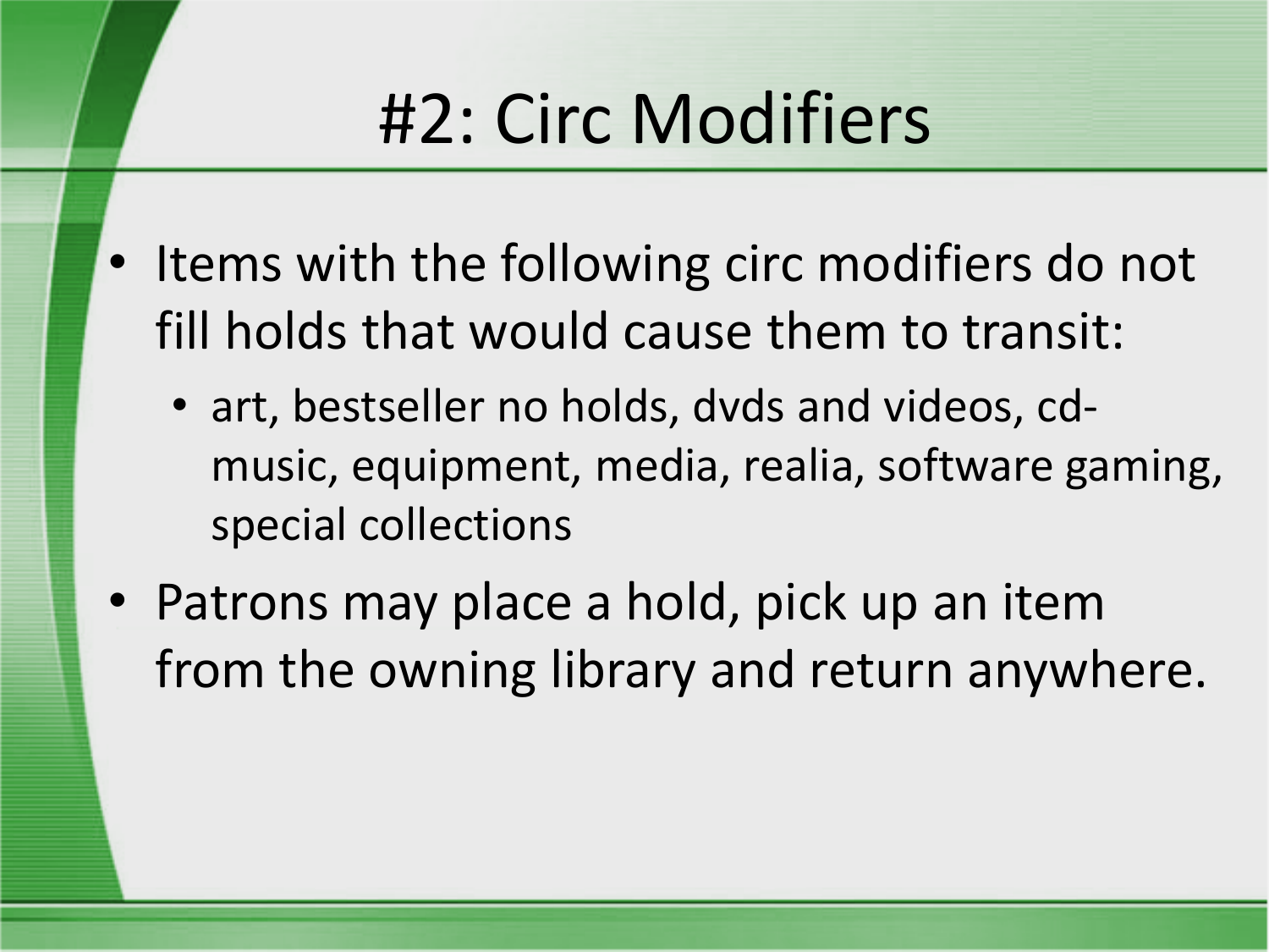# #2: Circ Modifiers

- Items with the following circ modifiers do not fill holds that would cause them to transit:
  - art, bestseller no holds, dvds and videos, cd-music, equipment, media, realia, software gaming, special collections
- Patrons may place a hold, pick up an item from the owning library and return anywhere.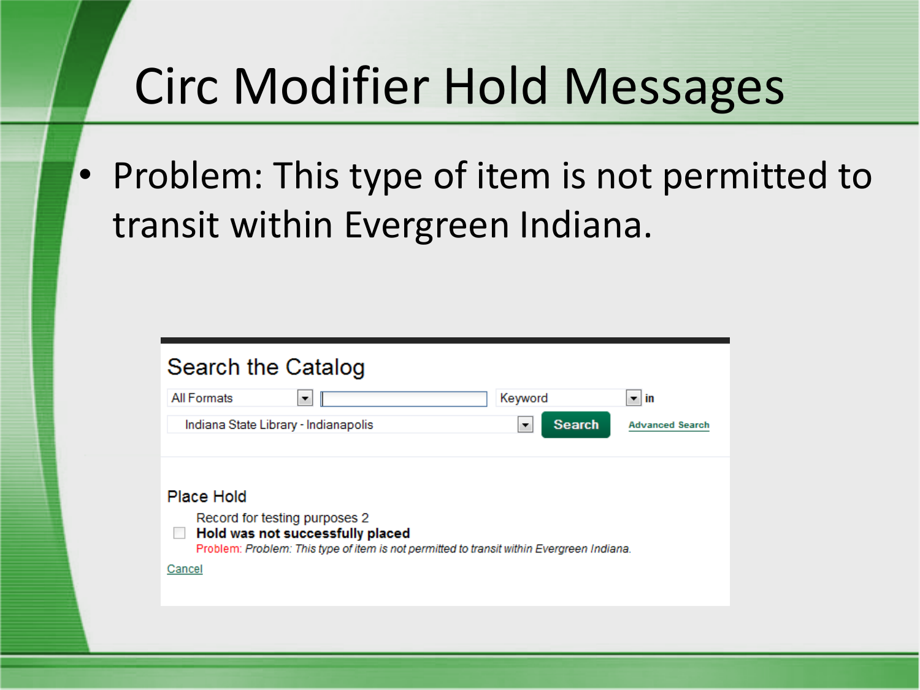# Circ Modifier Hold Messages

- Problem: This type of item is not permitted to transit within Evergreen Indiana.

## Search the Catalog

All Formats | Keyword in

Indiana State Library - Indianapolis | Search | Advanced Search

### Place Hold

Record for testing purposes 2

**Hold was not successfully placed**

Problem: *Problem: This type of item is not permitted to transit within Evergreen Indiana.*

Cancel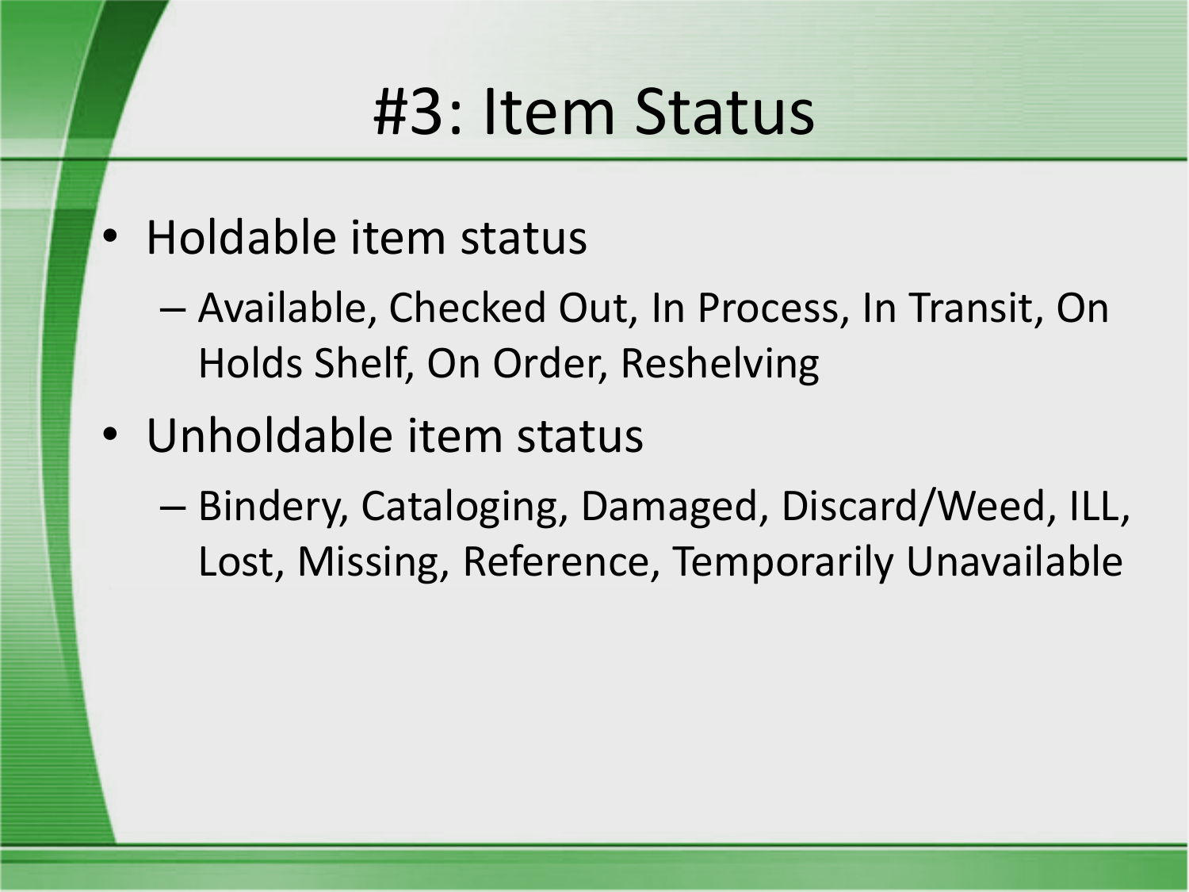# #3: Item Status

- Holdable item status
  - Available, Checked Out, In Process, In Transit, On Holds Shelf, On Order, Reshelving
- Unholdable item status
  - Bindery, Cataloging, Damaged, Discard/Weed, ILL, Lost, Missing, Reference, Temporarily Unavailable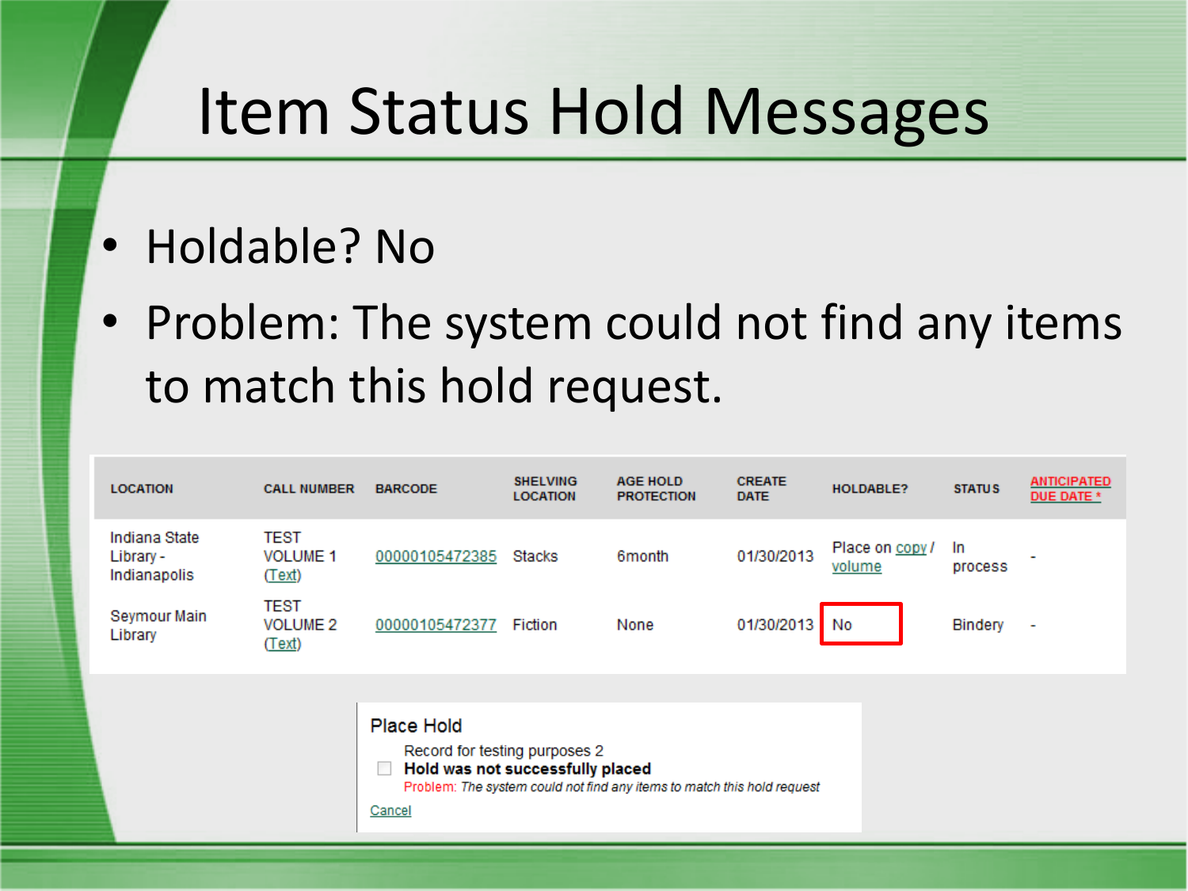# Item Status Hold Messages

- Holdable? No
- Problem: The system could not find any items to match this hold request.

| LOCATION | CALL NUMBER | BARCODE | SHELVING LOCATION | AGE HOLD PROTECTION | CREATE DATE | HOLDABLE? | STATUS | ANTICIPATED DUE DATE * |
|---|---|---|---|---|---|---|---|---|
| Indiana State Library - Indianapolis | TEST VOLUME 1 (Text) | 00000105472385 | Stacks | 6month | 01/30/2013 | Place on copy / volume | In process | - |
| Seymour Main Library | TEST VOLUME 2 (Text) | 00000105472377 | Fiction | None | 01/30/2013 | No | Bindery | - |

Place Hold

Record for testing purposes 2

**Hold was not successfully placed**

Problem: *The system could not find any items to match this hold request*

Cancel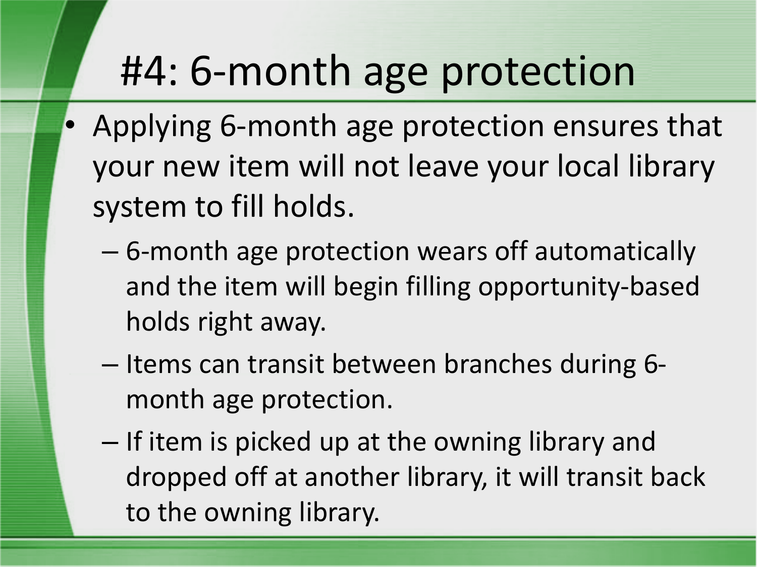# #4: 6-month age protection

- Applying 6-month age protection ensures that your new item will not leave your local library system to fill holds.
  - 6-month age protection wears off automatically and the item will begin filling opportunity-based holds right away.
  - Items can transit between branches during 6-month age protection.
  - If item is picked up at the owning library and dropped off at another library, it will transit back to the owning library.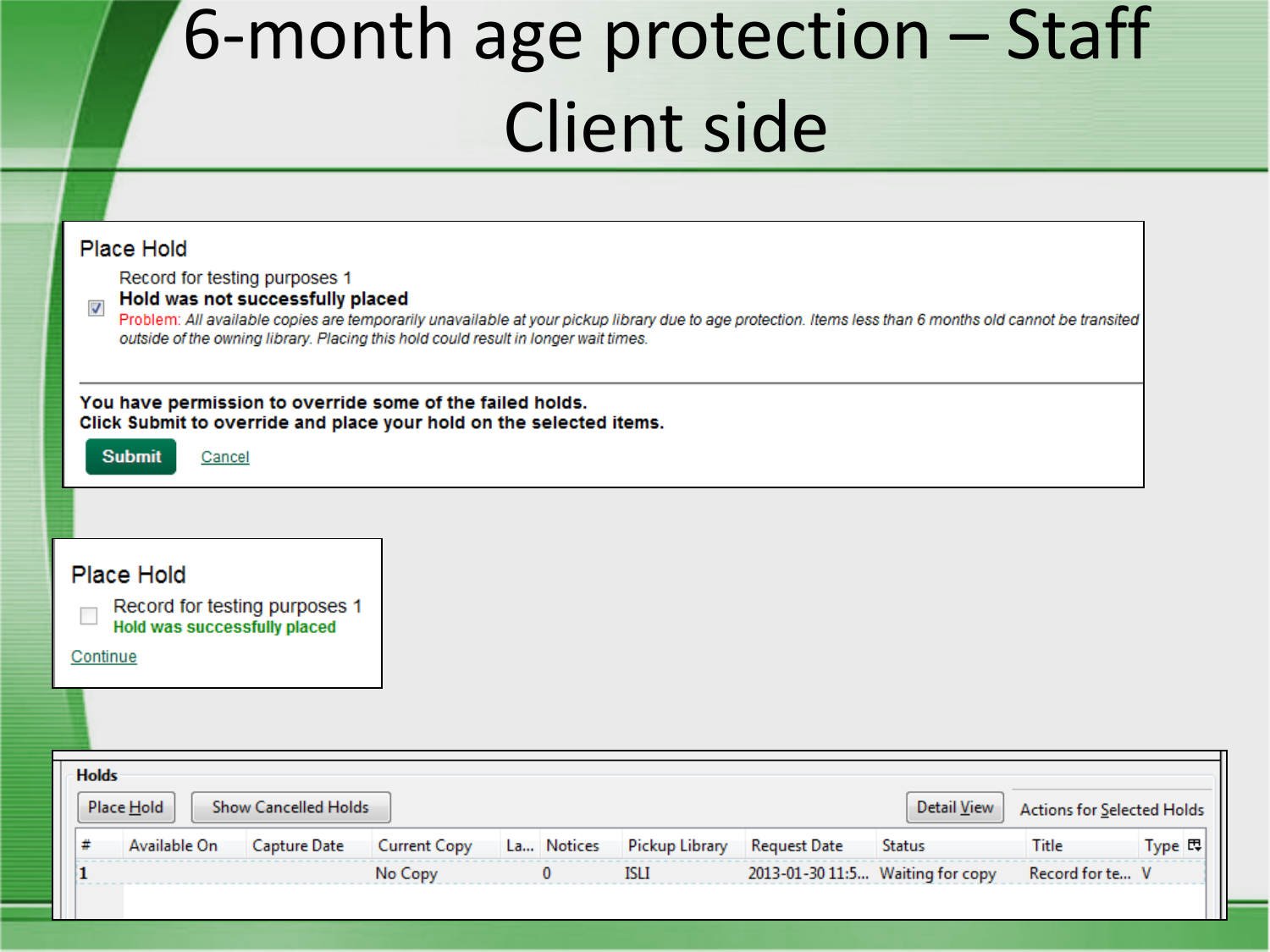# 6-month age protection – Staff Client side

## Place Hold

Record for testing purposes 1

**Hold was not successfully placed**

Problem: *All available copies are temporarily unavailable at your pickup library due to age protection. Items less than 6 months old cannot be transited outside of the owning library. Placing this hold could result in longer wait times.*

**You have permission to override some of the failed holds.**
**Click Submit to override and place your hold on the selected items.**

Submit   Cancel

## Place Hold

Record for testing purposes 1

**Hold was successfully placed**

Continue

**Holds**

Place Hold   Show Cancelled Holds   Detail View   Actions for Selected Holds

| # | Available On | Capture Date | Current Copy | La... | Notices | Pickup Library | Request Date | Status | Title | Type |
|---|---|---|---|---|---|---|---|---|---|---|
| 1 | | | No Copy | | 0 | ISLI | 2013-01-30 11:5... | Waiting for copy | Record for te... | V |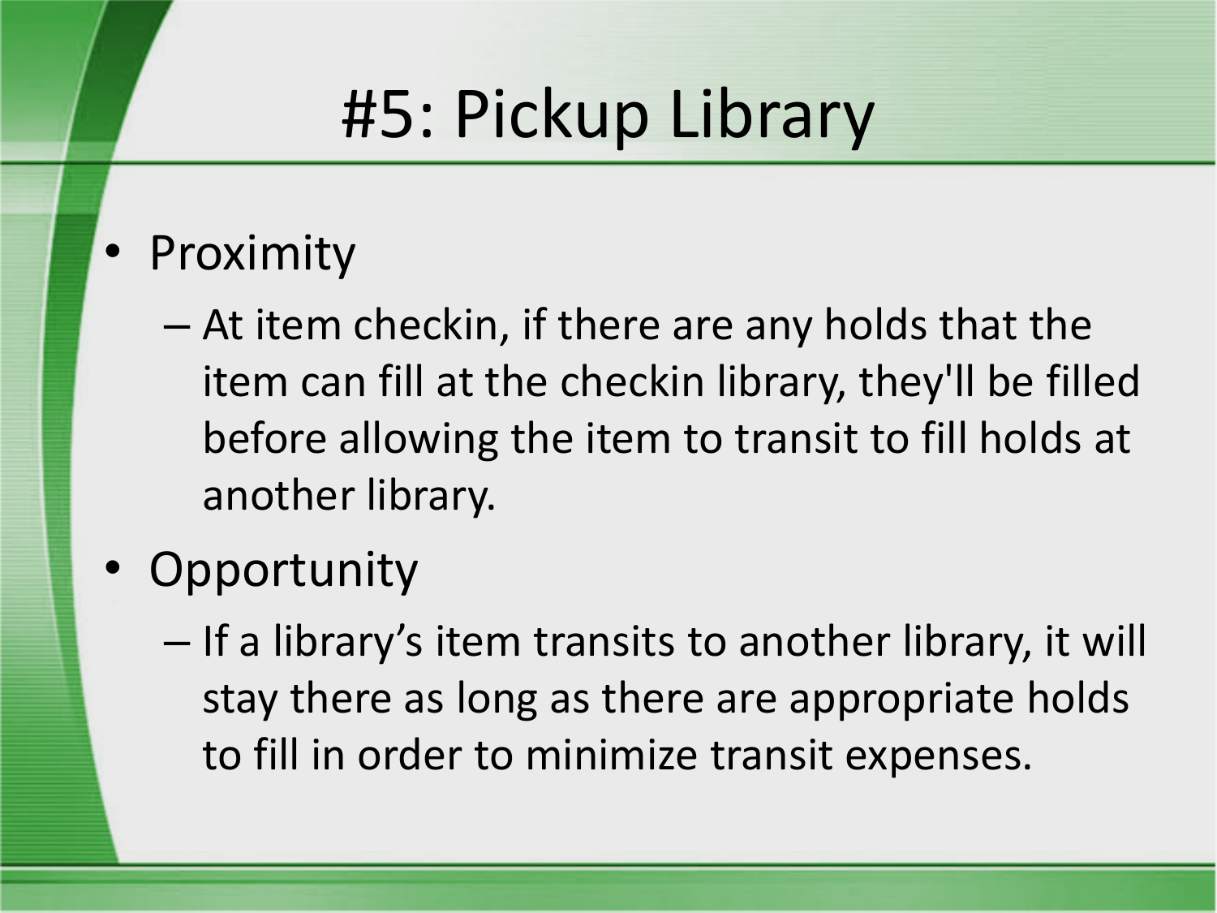# #5: Pickup Library

- Proximity
  - At item checkin, if there are any holds that the item can fill at the checkin library, they'll be filled before allowing the item to transit to fill holds at another library.
- Opportunity
  - If a library's item transits to another library, it will stay there as long as there are appropriate holds to fill in order to minimize transit expenses.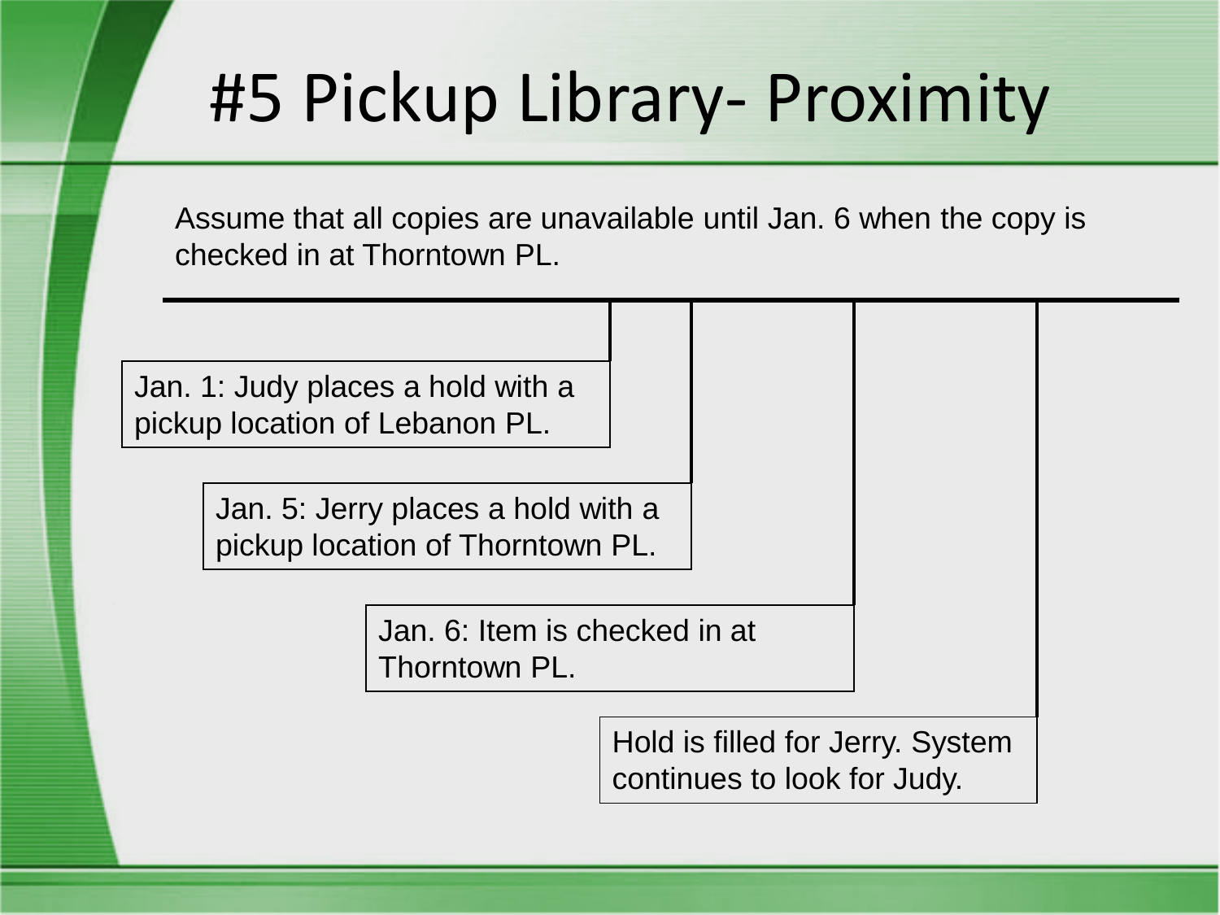# #5 Pickup Library- Proximity

Assume that all copies are unavailable until Jan. 6 when the copy is checked in at Thorntown PL.

Jan. 1: Judy places a hold with a pickup location of Lebanon PL.

Jan. 5: Jerry places a hold with a pickup location of Thorntown PL.

Jan. 6: Item is checked in at Thorntown PL.

Hold is filled for Jerry. System continues to look for Judy.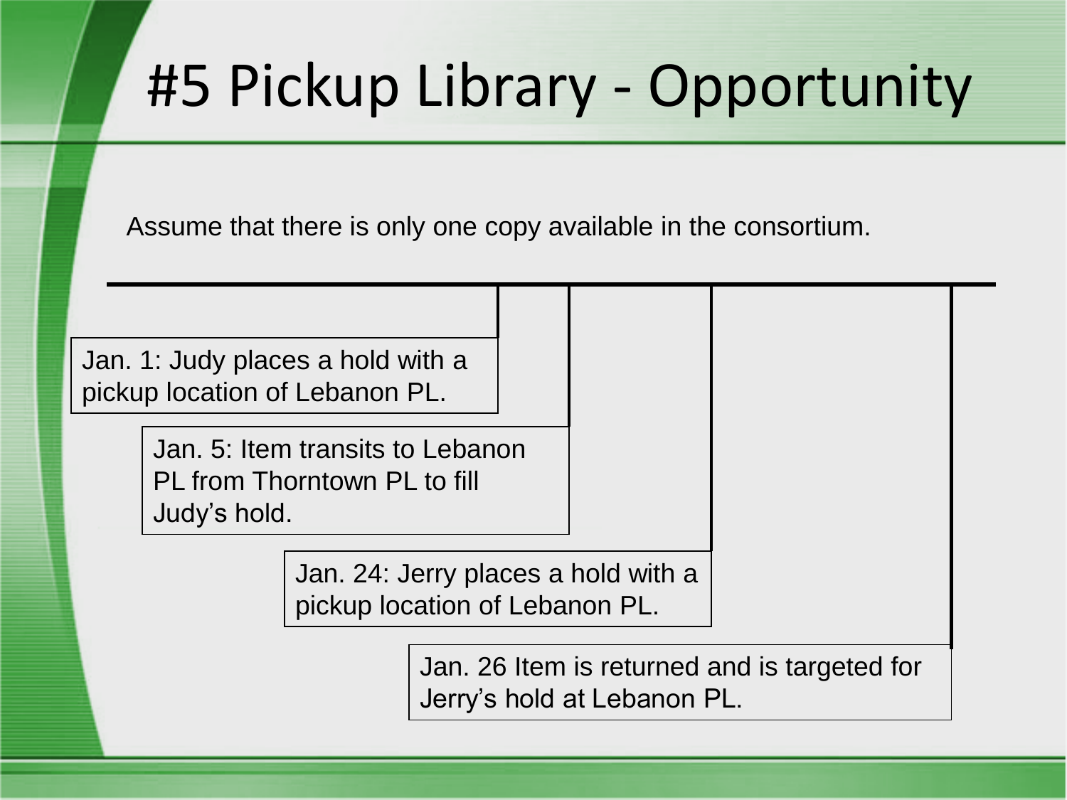# #5 Pickup Library - Opportunity

Assume that there is only one copy available in the consortium.

- Jan. 1: Judy places a hold with a pickup location of Lebanon PL.
- Jan. 5: Item transits to Lebanon PL from Thorntown PL to fill Judy's hold.
- Jan. 24: Jerry places a hold with a pickup location of Lebanon PL.
- Jan. 26 Item is returned and is targeted for Jerry's hold at Lebanon PL.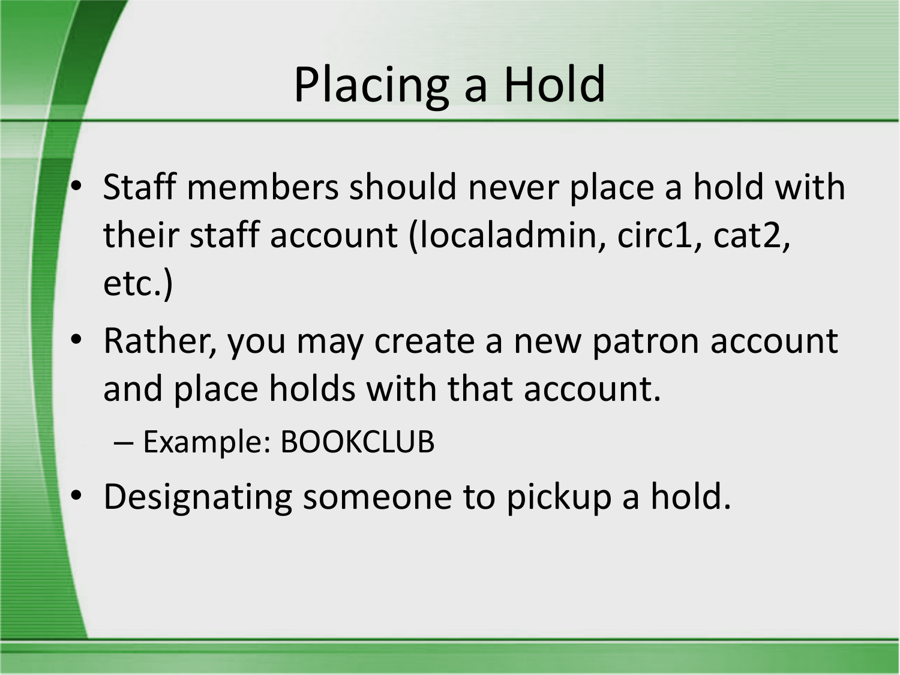# Placing a Hold

- Staff members should never place a hold with their staff account (localadmin, circ1, cat2, etc.)
- Rather, you may create a new patron account and place holds with that account.
  - Example: BOOKCLUB
- Designating someone to pickup a hold.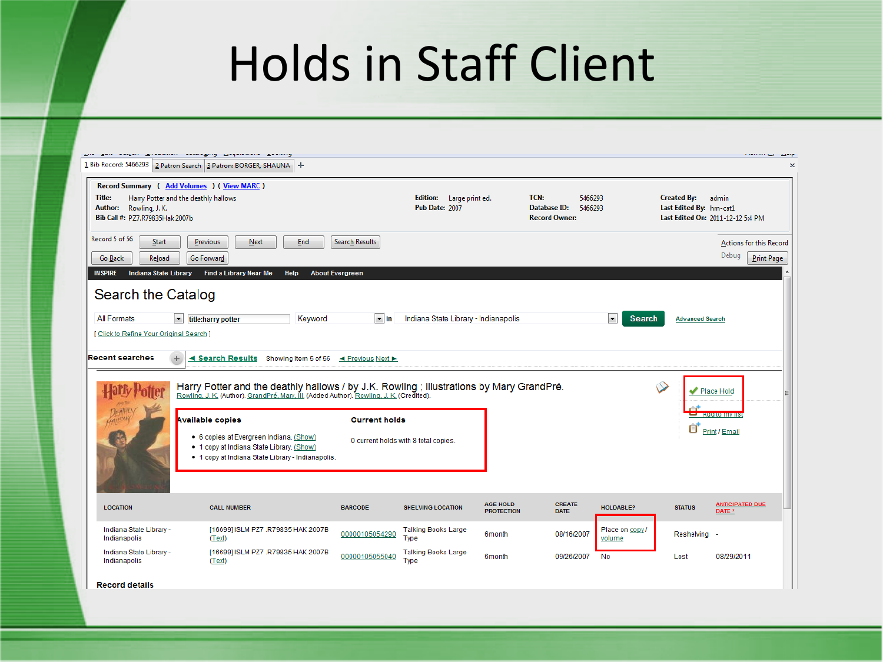# Holds in Staff Client

1 Bib Record: 5466293 | 2 Patron Search | 3 Patron: BORGER, SHAUNA

**Record Summary** ( Add Volumes ) ( View MARC )

**Title:** Harry Potter and the deathly hallows
**Author:** Rowling, J. K.
**Bib Call #:** PZ7.R79835Hak 2007b

**Edition:** Large print ed.
**Pub Date:** 2007

**TCN:** 5466293
**Database ID:** 5466293
**Record Owner:**

**Created By:** admin
**Last Edited By:** hm-cat1
**Last Edited On:** 2011-12-12 5:4 PM

Record 5 of 56 | Start | Previous | Next | End | Search Results
Go Back | Reload | Go Forward
Actions for this Record | Debug | Print Page

INSPIRE | Indiana State Library | Find a Library Near Me | Help | About Evergreen

## Search the Catalog

All Formats | title:harry potter | Keyword | in Indiana State Library - Indianapolis | Search | Advanced Search

[ Click to Refine Your Original Search ]

**Recent searches** | Search Results | Showing Item 5 of 56 | Previous Next

Harry Potter and the deathly hallows / by J.K. Rowling ; illustrations by Mary GrandPré.
Rowling, J. K. (Author). GrandPré, Mary, ill. (Added Author). Rowling, J. K. (Credited).

Place Hold
Add to my list
Print / Email

**Available copies**

- 6 copies at Evergreen Indiana. (Show)
- 1 copy at Indiana State Library. (Show)
- 1 copy at Indiana State Library - Indianapolis.

**Current holds**

0 current holds with 8 total copies.

| LOCATION | CALL NUMBER | BARCODE | SHELVING LOCATION | AGE HOLD PROTECTION | CREATE DATE | HOLDABLE? | STATUS | ANTICIPATED DUE DATE * |
|---|---|---|---|---|---|---|---|---|
| Indiana State Library - Indianapolis | [16699] ISLM PZ7 .R79835 HAK 2007B (Text) | 00000105054290 | Talking Books Large Type | 6month | 08/16/2007 | Place on copy / volume | Reshelving | - |
| Indiana State Library - Indianapolis | [16699] ISLM PZ7 .R79835 HAK 2007B (Text) | 00000105055040 | Talking Books Large Type | 6month | 09/26/2007 | No | Lost | 08/29/2011 |

**Record details**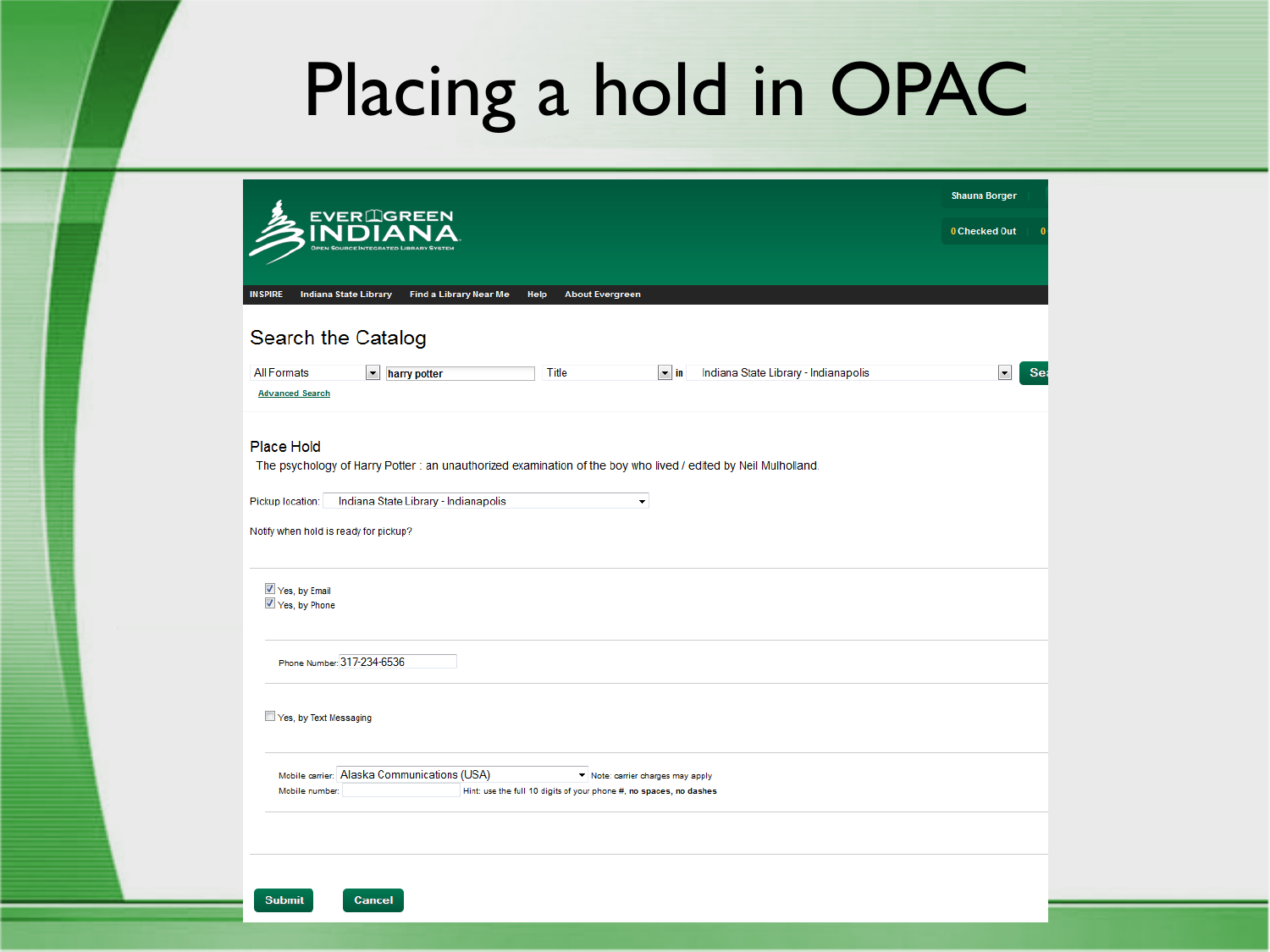# Placing a hold in OPAC

EVERGREEN INDIANA
OPEN SOURCE INTEGRATED LIBRARY SYSTEM

Shauna Borger

0 Checked Out

INSPIRE | Indiana State Library | Find a Library Near Me | Help | About Evergreen

## Search the Catalog

All Formats | harry potter | Title | in | Indiana State Library - Indianapolis | Sea

Advanced Search

### Place Hold

The psychology of Harry Potter : an unauthorized examination of the boy who lived / edited by Neil Mulholland.

Pickup location: Indiana State Library - Indianapolis

Notify when hold is ready for pickup?

- [x] Yes, by Email
- [x] Yes, by Phone

Phone Number: 317-234-6536

- [ ] Yes, by Text Messaging

Mobile carrier: Alaska Communications (USA) Note: carrier charges may apply

Mobile number: Hint: use the full 10 digits of your phone #, **no spaces, no dashes**

Submit | Cancel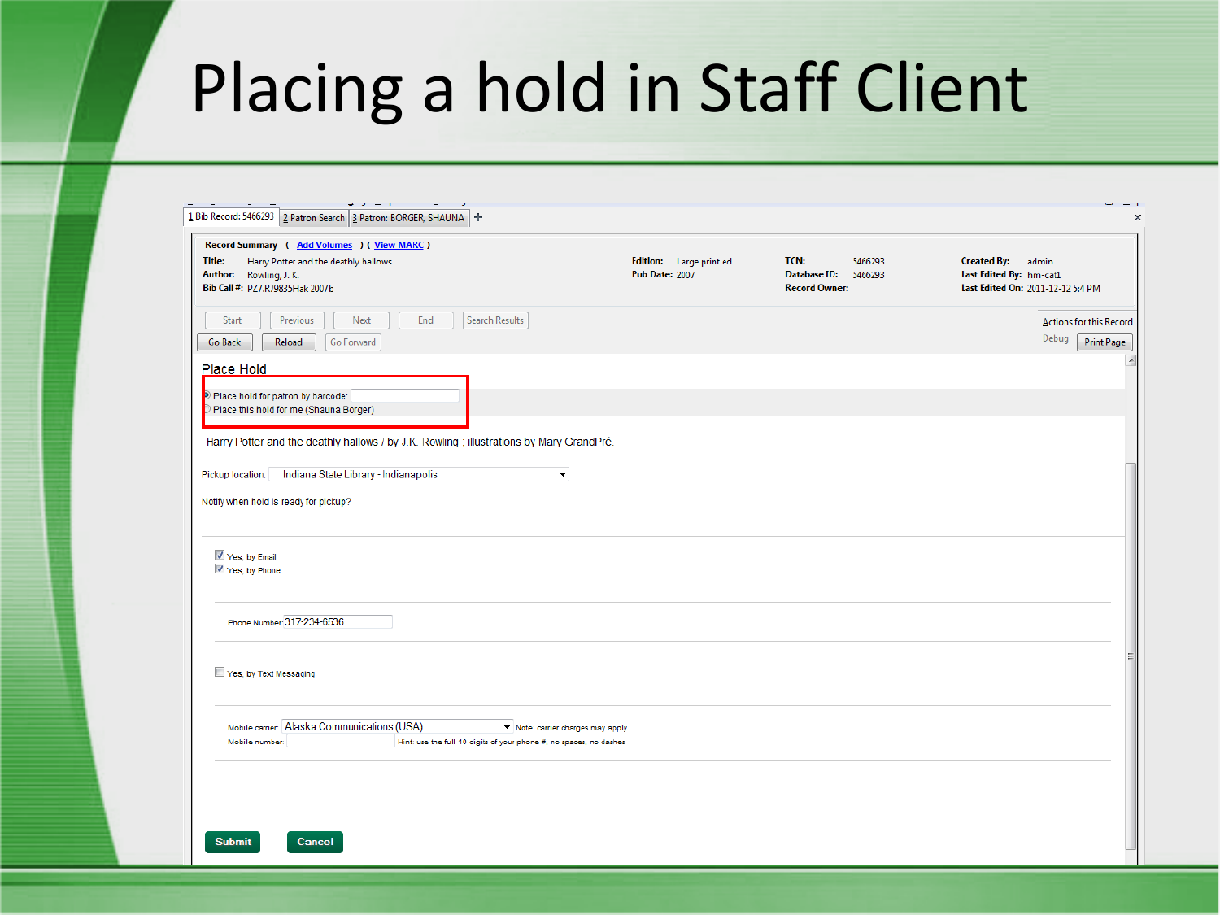# Placing a hold in Staff Client

1 Bib Record: 5466293 | 2 Patron Search | 3 Patron: BORGER, SHAUNA

**Record Summary** ( Add Volumes ) ( View MARC )

**Title:** Harry Potter and the deathly hallows
**Author:** Rowling, J. K.
**Bib Call #:** PZ7.R79835Hak 2007b

**Edition:** Large print ed.
**Pub Date:** 2007

**TCN:** 5466293
**Database ID:** 5466293
**Record Owner:**

**Created By:** admin
**Last Edited By:** hm-cat1
**Last Edited On:** 2011-12-12 5:4 PM

Start | Previous | Next | End | Search Results

Go Back | Reload | Go Forward

Actions for this Record | Debug | Print Page

## Place Hold

- Place hold for patron by barcode:
- Place this hold for me (Shauna Borger)

Harry Potter and the deathly hallows / by J.K. Rowling ; illustrations by Mary GrandPré.

Pickup location: Indiana State Library - Indianapolis

Notify when hold is ready for pickup?

- [x] Yes, by Email
- [x] Yes, by Phone

Phone Number: 317-234-6536

- [ ] Yes, by Text Messaging

Mobile carrier: Alaska Communications (USA) Note: carrier charges may apply

Mobile number: Hint: use the full 10 digits of your phone #, no spaces, no dashes

Submit | Cancel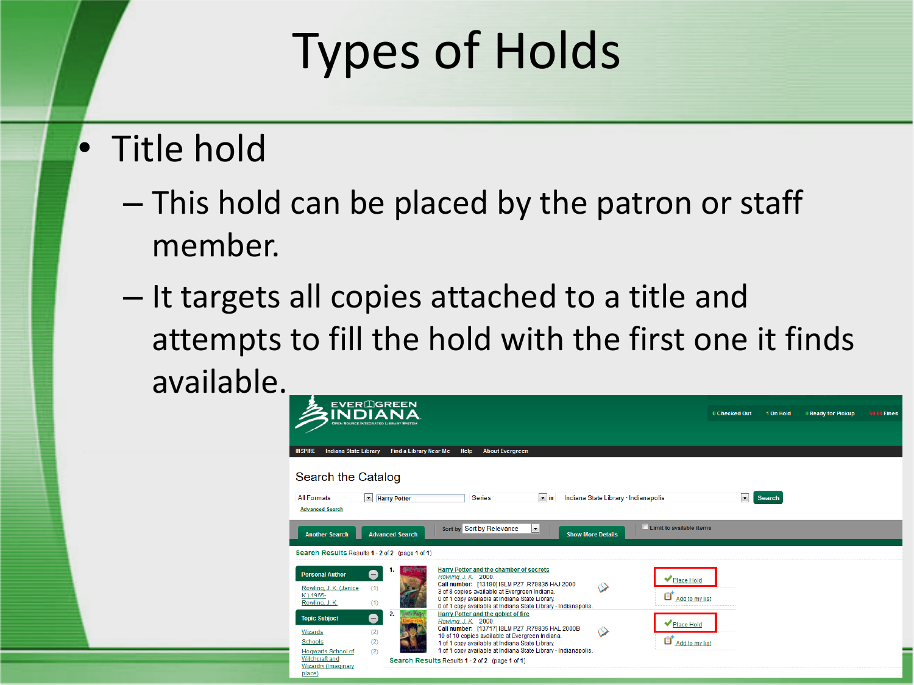# Types of Holds

- Title hold
  - This hold can be placed by the patron or staff member.
  - It targets all copies attached to a title and attempts to fill the hold with the first one it finds available.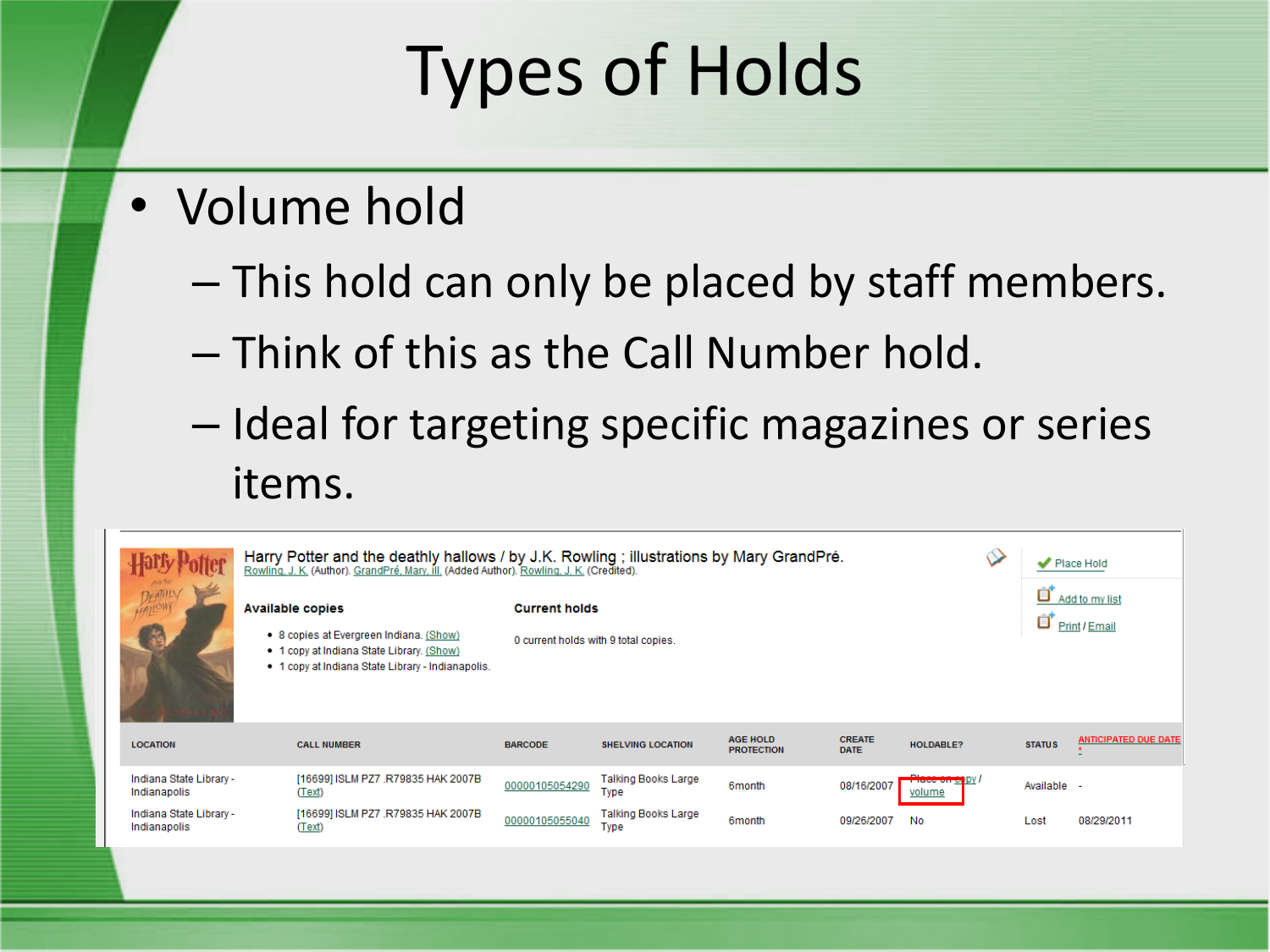# Types of Holds

- Volume hold
  - This hold can only be placed by staff members.
  - Think of this as the Call Number hold.
  - Ideal for targeting specific magazines or series items.

Harry Potter and the deathly hallows / by J.K. Rowling ; illustrations by Mary GrandPré.
Rowling, J. K. (Author). GrandPré, Mary, ill. (Added Author). Rowling, J. K. (Credited).

Place Hold
Add to my list
Print / Email

**Available copies**

- 8 copies at Evergreen Indiana. (Show)
- 1 copy at Indiana State Library. (Show)
- 1 copy at Indiana State Library - Indianapolis.

**Current holds**

0 current holds with 9 total copies.

| LOCATION | CALL NUMBER | BARCODE | SHELVING LOCATION | AGE HOLD PROTECTION | CREATE DATE | HOLDABLE? | STATUS | ANTICIPATED DUE DATE * |
|---|---|---|---|---|---|---|---|---|
| Indiana State Library - Indianapolis | [16699] ISLM PZ7 .R79835 HAK 2007B (Text) | 00000105054290 | Talking Books Large Type | 6month | 08/16/2007 | Place on copy / volume | Available | - |
| Indiana State Library - Indianapolis | [16699] ISLM PZ7 .R79835 HAK 2007B (Text) | 00000105055040 | Talking Books Large Type | 6month | 09/26/2007 | No | Lost | 08/29/2011 |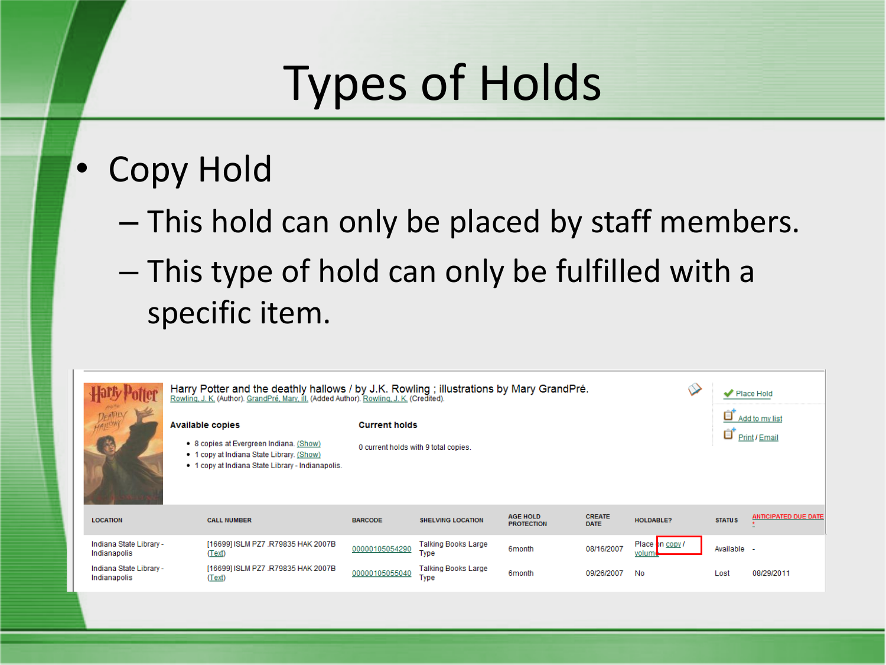# Types of Holds

- Copy Hold
  - This hold can only be placed by staff members.
  - This type of hold can only be fulfilled with a specific item.

Harry Potter and the deathly hallows / by J.K. Rowling ; illustrations by Mary GrandPré.
Rowling, J. K. (Author). GrandPré, Mary, ill. (Added Author). Rowling, J. K. (Credited).

Place Hold
Add to my list
Print / Email

**Available copies**

- 8 copies at Evergreen Indiana. (Show)
- 1 copy at Indiana State Library. (Show)
- 1 copy at Indiana State Library - Indianapolis.

**Current holds**

0 current holds with 9 total copies.

| LOCATION | CALL NUMBER | BARCODE | SHELVING LOCATION | AGE HOLD PROTECTION | CREATE DATE | HOLDABLE? | STATUS | ANTICIPATED DUE DATE * |
|---|---|---|---|---|---|---|---|---|
| Indiana State Library - Indianapolis | [16699] ISLM PZ7 .R79835 HAK 2007B (Text) | 00000105054290 | Talking Books Large Type | 6month | 08/16/2007 | Place on copy / volume | Available | - |
| Indiana State Library - Indianapolis | [16699] ISLM PZ7 .R79835 HAK 2007B (Text) | 00000105055040 | Talking Books Large Type | 6month | 09/26/2007 | No | Lost | 08/29/2011 |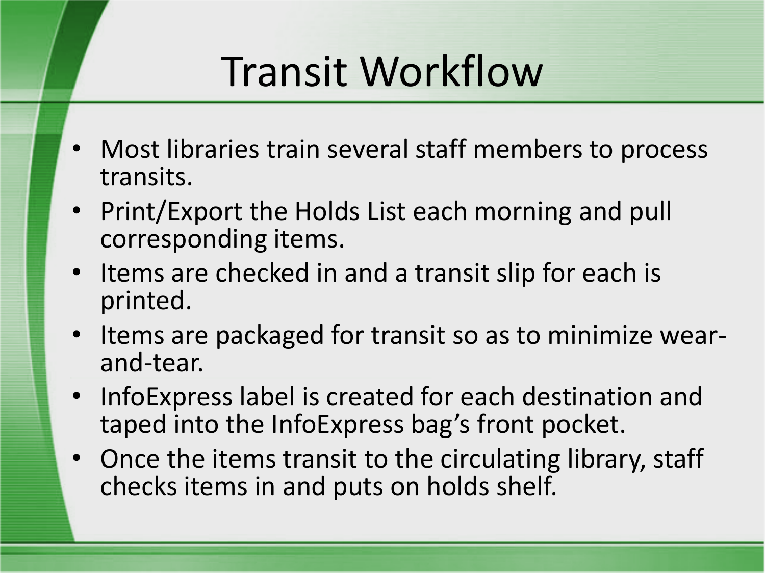# Transit Workflow

- Most libraries train several staff members to process transits.
- Print/Export the Holds List each morning and pull corresponding items.
- Items are checked in and a transit slip for each is printed.
- Items are packaged for transit so as to minimize wear-and-tear.
- InfoExpress label is created for each destination and taped into the InfoExpress bag's front pocket.
- Once the items transit to the circulating library, staff checks items in and puts on holds shelf.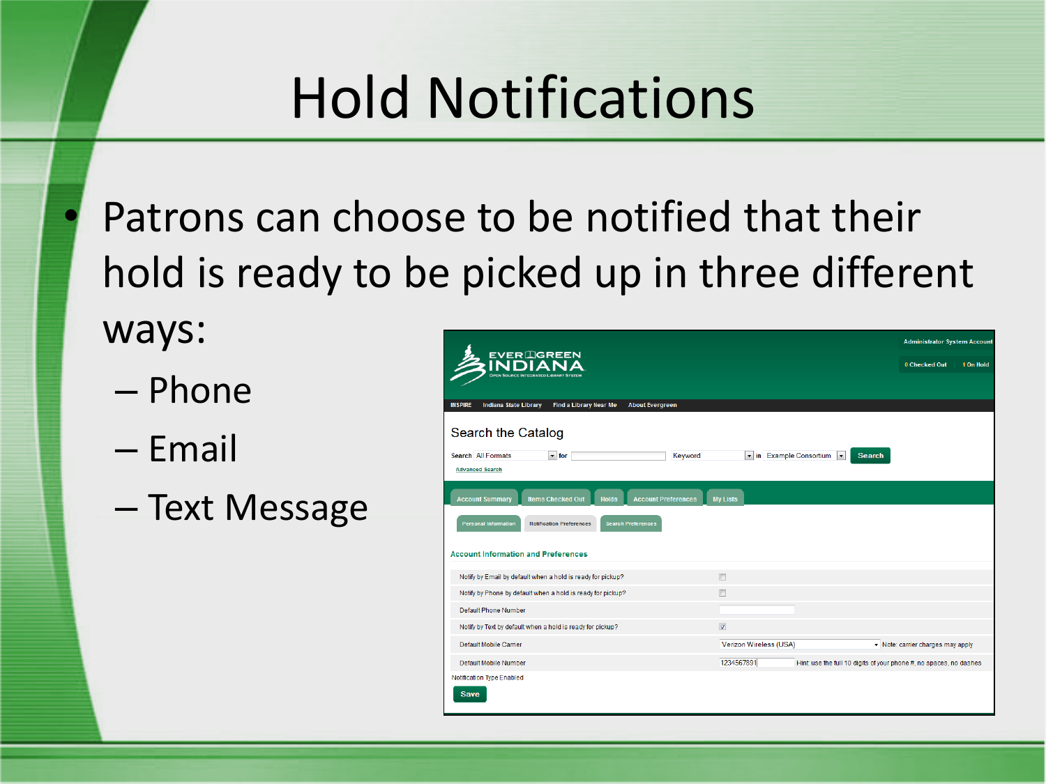# Hold Notifications

- Patrons can choose to be notified that their hold is ready to be picked up in three different ways:
  - Phone
  - Email
  - Text Message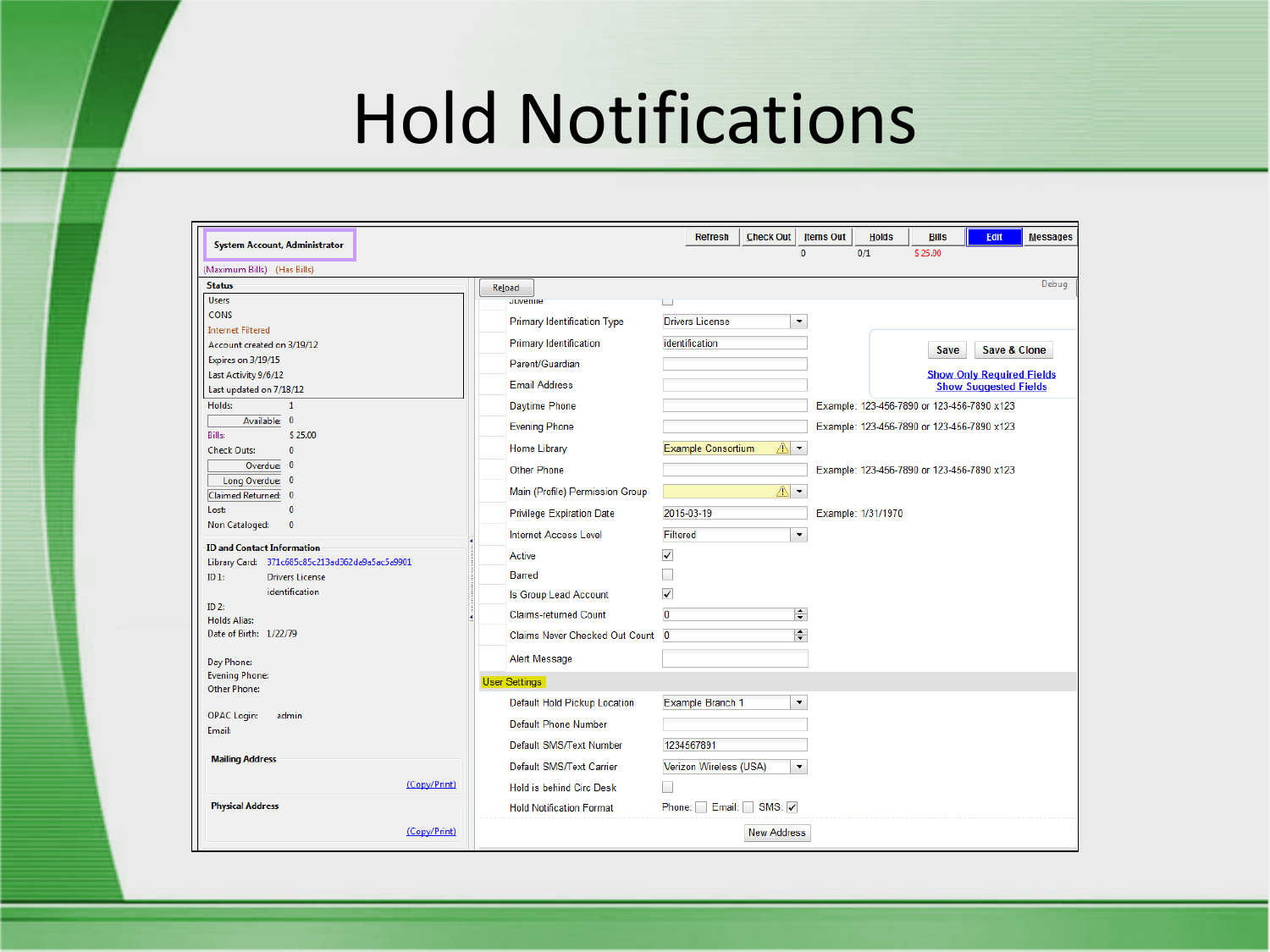# Hold Notifications

System Account, Administrator

(Maximum Bills) (Has Bills)

Refresh | Check Out | Items Out | Holds | Bills | Edit | Messages

0 | 0/1 | $ 25.00

**Status**

Users
CONS
Internet Filtered
Account created on 3/19/12
Expires on 3/19/15
Last Activity 9/6/12
Last updated on 7/18/12

| | |
|---|---|
| Holds: | 1 |
| Available: | 0 |
| Bills: | $ 25.00 |
| Check Outs: | 0 |
| Overdue: | 0 |
| Long Overdue: | 0 |
| Claimed Returned: | 0 |
| Lost: | 0 |
| Non Cataloged: | 0 |

**ID and Contact Information**

Library Card: 371c685c85c213ad362de9a5ac5e9901
ID 1: Drivers License
identification
ID 2:
Holds Alias:
Date of Birth: 1/22/79

Day Phone:
Evening Phone:
Other Phone:

OPAC Login: admin
Email:

**Mailing Address**
(Copy/Print)

**Physical Address**
(Copy/Print)

Reload | Debug

| Field | Value | |
|---|---|---|
| Juvenile | ☐ | |
| Primary Identification Type | Drivers License | |
| Primary Identification | identification | |
| Parent/Guardian | | |
| Email Address | | |
| Daytime Phone | | Example: 123-456-7890 or 123-456-7890 x123 |
| Evening Phone | | Example: 123-456-7890 or 123-456-7890 x123 |
| Home Library | Example Consortium | |
| Other Phone | | Example: 123-456-7890 or 123-456-7890 x123 |
| Main (Profile) Permission Group | | |
| Privilege Expiration Date | 2015-03-19 | Example: 1/31/1970 |
| Internet Access Level | Filtered | |
| Active | ☑ | |
| Barred | ☐ | |
| Is Group Lead Account | ☑ | |
| Claims-returned Count | 0 | |
| Claims Never Checked Out Count | 0 | |
| Alert Message | | |

Save | Save & Clone

Show Only Required Fields
Show Suggested Fields

**User Settings**

| Field | Value |
|---|---|
| Default Hold Pickup Location | Example Branch 1 |
| Default Phone Number | |
| Default SMS/Text Number | 1234567891 |
| Default SMS/Text Carrier | Verizon Wireless (USA) |
| Hold is behind Circ Desk | ☐ |
| Hold Notification Format | Phone: ☐ Email: ☐ SMS: ☑ |

New Address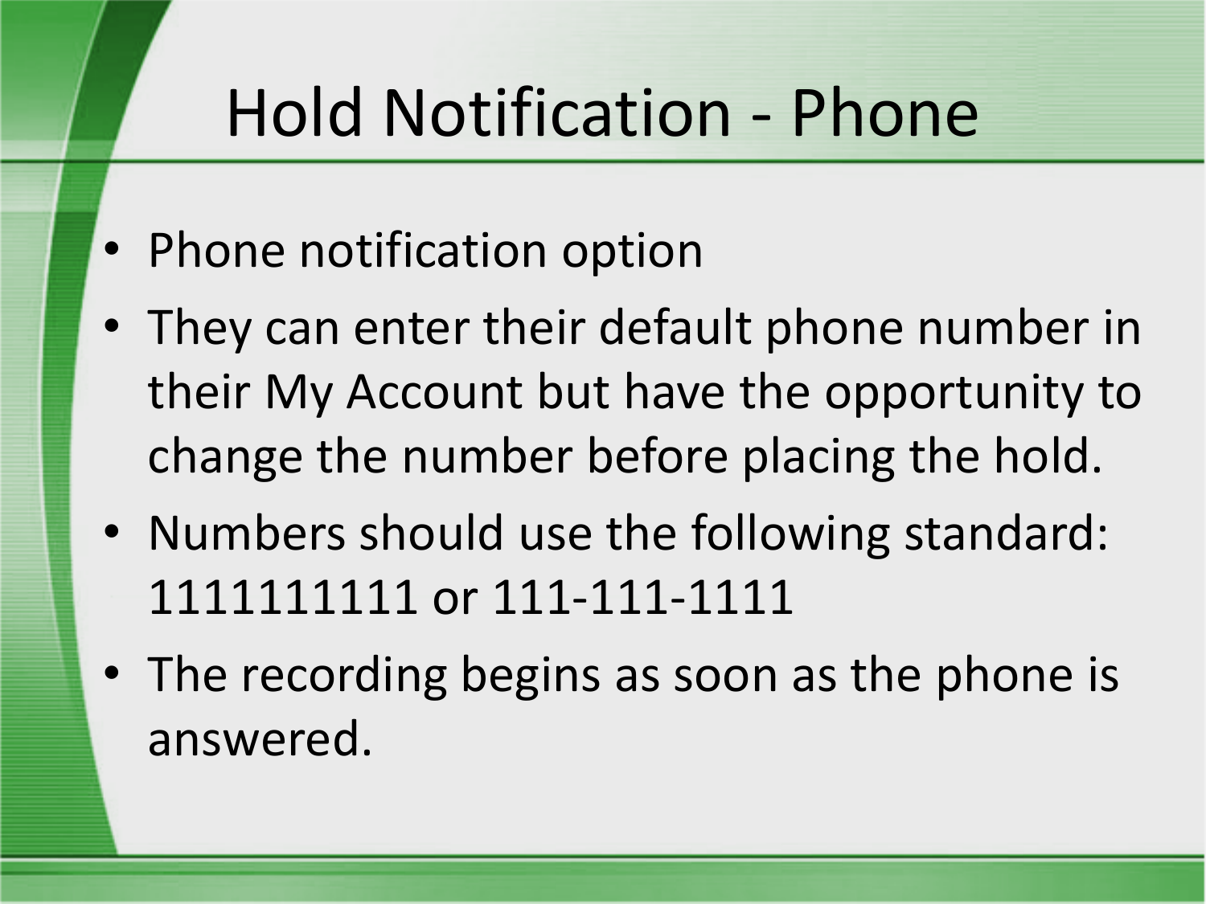# Hold Notification - Phone

- Phone notification option
- They can enter their default phone number in their My Account but have the opportunity to change the number before placing the hold.
- Numbers should use the following standard: 1111111111 or 111-111-1111
- The recording begins as soon as the phone is answered.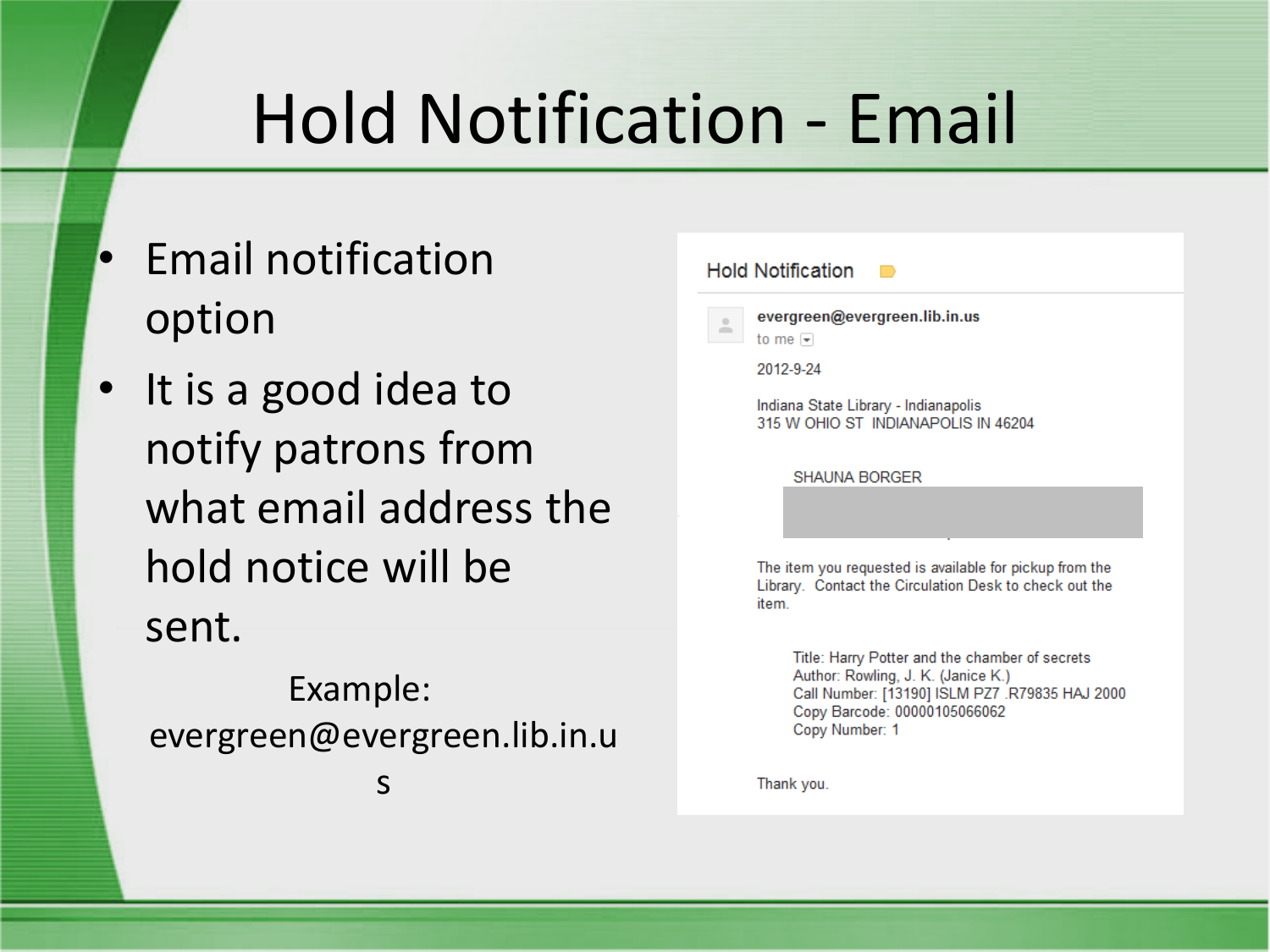# Hold Notification - Email

- Email notification option
- It is a good idea to notify patrons from what email address the hold notice will be sent.

Example: evergreen@evergreen.lib.in.us

Hold Notification

evergreen@evergreen.lib.in.us
to me

2012-9-24

Indiana State Library - Indianapolis
315 W OHIO ST INDIANAPOLIS IN 46204

SHAUNA BORGER

The item you requested is available for pickup from the Library. Contact the Circulation Desk to check out the item.

Title: Harry Potter and the chamber of secrets
Author: Rowling, J. K. (Janice K.)
Call Number: [13190] ISLM PZ7 .R79835 HAJ 2000
Copy Barcode: 00000105066062
Copy Number: 1

Thank you.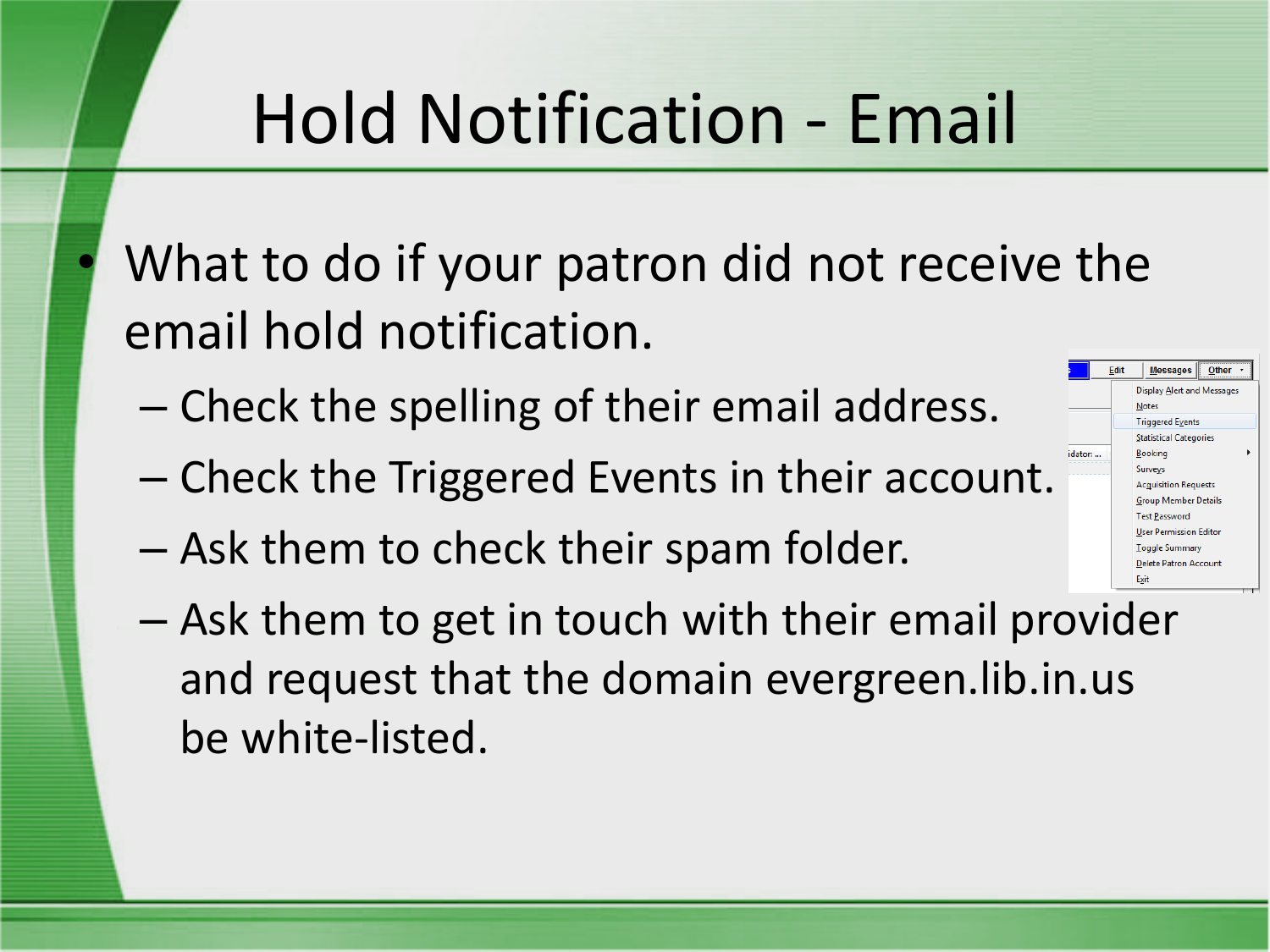# Hold Notification - Email

- What to do if your patron did not receive the email hold notification.
  - Check the spelling of their email address.
  - Check the Triggered Events in their account.
  - Ask them to check their spam folder.
  - Ask them to get in touch with their email provider and request that the domain evergreen.lib.in.us be white-listed.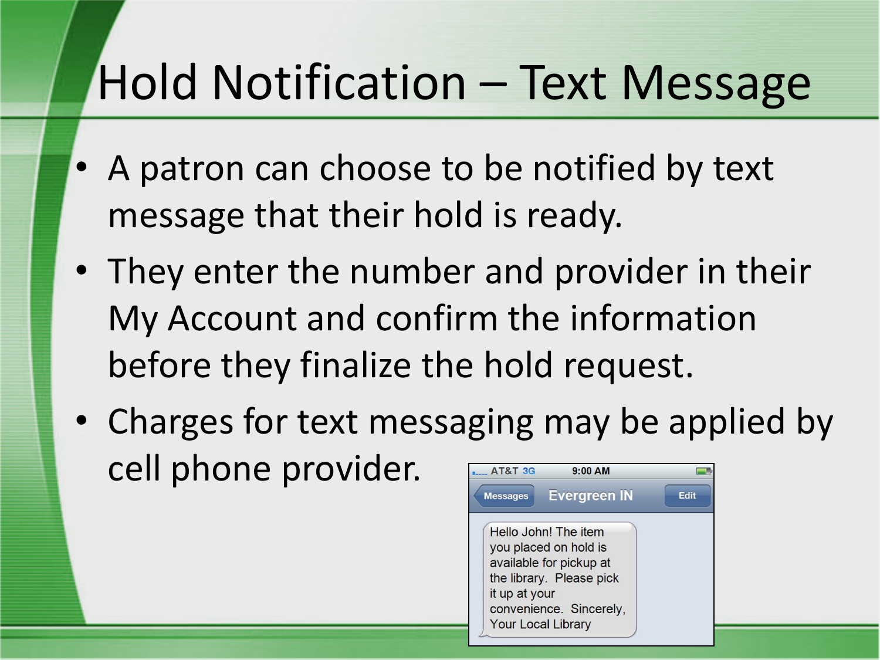# Hold Notification – Text Message

- A patron can choose to be notified by text message that their hold is ready.
- They enter the number and provider in their My Account and confirm the information before they finalize the hold request.
- Charges for text messaging may be applied by cell phone provider.

AT&T 3G 9:00 AM

Messages Evergreen IN Edit

Hello John! The item you placed on hold is available for pickup at the library. Please pick it up at your convenience. Sincerely, Your Local Library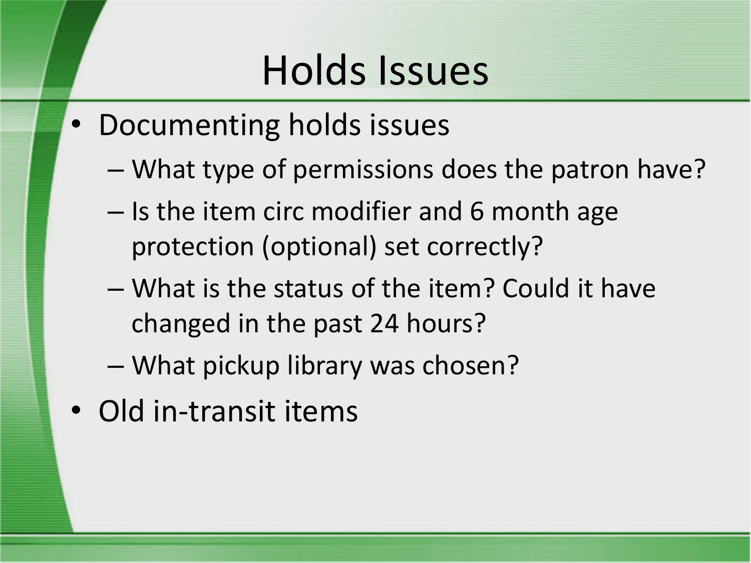# Holds Issues

- Documenting holds issues
  - What type of permissions does the patron have?
  - Is the item circ modifier and 6 month age protection (optional) set correctly?
  - What is the status of the item? Could it have changed in the past 24 hours?
  - What pickup library was chosen?
- Old in-transit items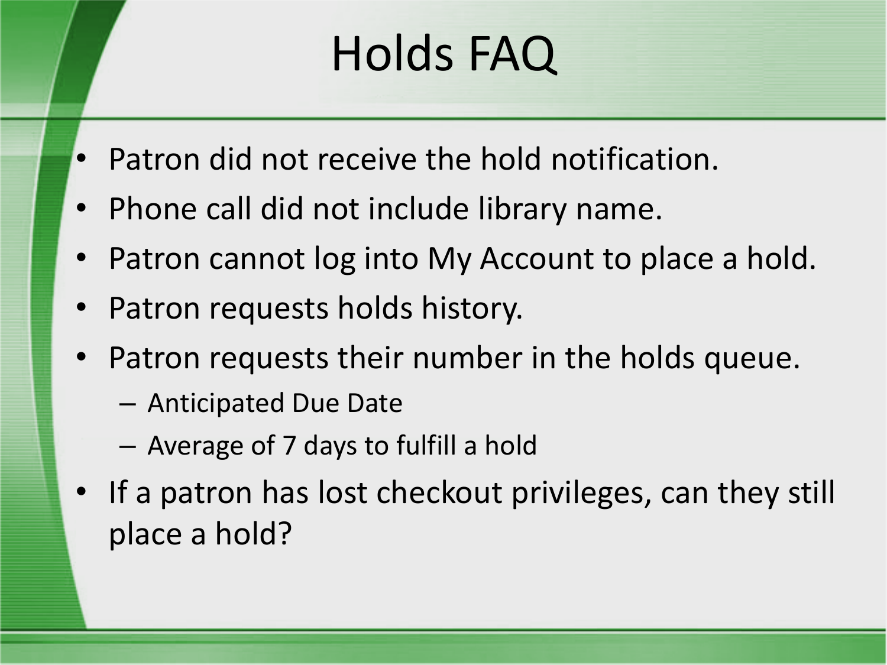# Holds FAQ

- Patron did not receive the hold notification.
- Phone call did not include library name.
- Patron cannot log into My Account to place a hold.
- Patron requests holds history.
- Patron requests their number in the holds queue.
  - Anticipated Due Date
  - Average of 7 days to fulfill a hold
- If a patron has lost checkout privileges, can they still place a hold?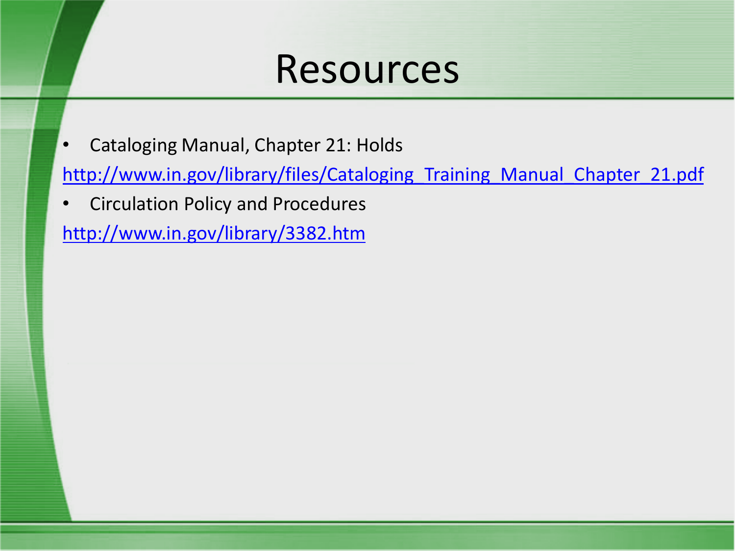# Resources

- Cataloging Manual, Chapter 21: Holds

http://www.in.gov/library/files/Cataloging_Training_Manual_Chapter_21.pdf

- Circulation Policy and Procedures

http://www.in.gov/library/3382.htm